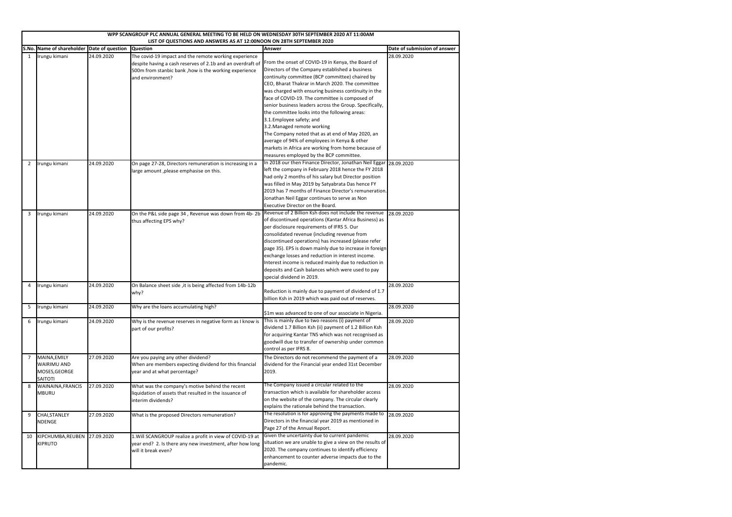# WPP SCANGROUP PLC ANNUAL GENERAL MEETING TO BE HELD ON WEDNESDAY 30TH SEPTEMBER 2020 AT 11:00AM

## LIST OF QUESTIONS AND ANSWERS AS AT 12:00NOON ON 28TH SEPTEMBER 2020

| S.No. | Name of shareholder | Date of question | Question | Answer | Date of submission of answer |
|---|---|---|---|---|---|
| 1 | Irungu kimani | 24.09.2020 | The covid-19 impact and the remote working experience despite having a cash reserves of 2.1b and an overdraft of 500m from stanbic bank ,how is the working experience and environment? | From the onset of COVID-19 in Kenya, the Board of Directors of the Company established a business continuity committee (BCP committee) chaired by CEO, Bharat Thakrar in March 2020. The committee was charged with ensuring business continuity in the face of COVID-19. The committee is composed of senior business leaders across the Group. Specifically, the committee looks into the following areas: 3.1.Employee safety; and 3.2.Managed remote working The Company noted that as at end of May 2020, an average of 94% of employees in Kenya & other markets in Africa are working from home because of measures employed by the BCP committee. | 28.09.2020 |
| 2 | Irungu kimani | 24.09.2020 | On page 27-28, Directors remuneration is increasing in a large amount ,please emphasise on this. | In 2018 our then Finance Director, Jonathan Neil Eggar left the company in February 2018 hence the FY 2018 had only 2 months of his salary but Director position was filled in May 2019 by Satyabrata Das hence FY 2019 has 7 months of Finance Director's remuneration. Jonathan Neil Eggar continues to serve as Non Executive Director on the Board. | 28.09.2020 |
| 3 | Irungu kimani | 24.09.2020 | On the P&L side page 34 , Revenue was down from 4b- 2b thus affecting EPS why? | Revenue of 2 Billion Ksh does not include the revenue of discontinued operations (Kantar Africa Business) as per disclosure requirements of IFRS 5. Our consolidated revenue (including revenue from discontinued operations) has increased (please refer page 35). EPS is down mainly due to increase in foreign exchange losses and reduction in interest income. Interest income is reduced mainly due to reduction in deposits and Cash balances which were used to pay special dividend in 2019. | 28.09.2020 |
| 4 | Irungu kimani | 24.09.2020 | On Balance sheet side ,it is being affected from 14b-12b why? | Reduction is mainly due to payment of dividend of 1.7 billion Ksh in 2019 which was paid out of reserves. | 28.09.2020 |
| 5 | Irungu kimani | 24.09.2020 | Why are the loans accumulating high? | $1m was advanced to one of our associate in Nigeria. | 28.09.2020 |
| 6 | Irungu kimani | 24.09.2020 | Why is the revenue reserves in negative form as I know is part of our profits? | This is mainly due to two reasons (i) payment of dividend 1.7 Billion Ksh (ii) payment of 1.2 Billion Ksh for acquiring Kantar TNS which was not recognised as goodwill due to transfer of ownership under common control as per IFRS 8. | 28.09.2020 |
| 7 | MAINA,EMILY WAIRIMU AND MOSES,GEORGE SAITOTI | 27.09.2020 | Are you paying any other dividend? When are members expecting dividend for this financial year and at what percentage? | The Directors do not recommend the payment of a dividend for the Financial year ended 31st December 2019. | 28.09.2020 |
| 8 | WAINAINA,FRANCIS MBURU | 27.09.2020 | What was the company's motive behind the recent liquidation of assets that resulted in the issuance of interim dividends? | The Company issued a circular related to the transaction which is available for shareholder access on the website of the company. The circular clearly explains the rationale behind the transaction. | 28.09.2020 |
| 9 | CHAI,STANLEY NDENGE | 27.09.2020 | What is the proposed Directors remuneration? | The resolution is for approving the payments made to Directors in the financial year 2019 as mentioned in Page 27 of the Annual Report. | 28.09.2020 |
| 10 | KIPCHUMBA,REUBEN KIPRUTO | 27.09.2020 | 1.Will SCANGROUP realize a profit in view of COVID-19 at year end? 2. Is there any new investment, after how long will it break even? | Given the uncertainty due to current pandemic situation we are unable to give a view on the results of 2020. The company continues to identify efficiency enhancement to counter adverse impacts due to the pandemic. | 28.09.2020 |